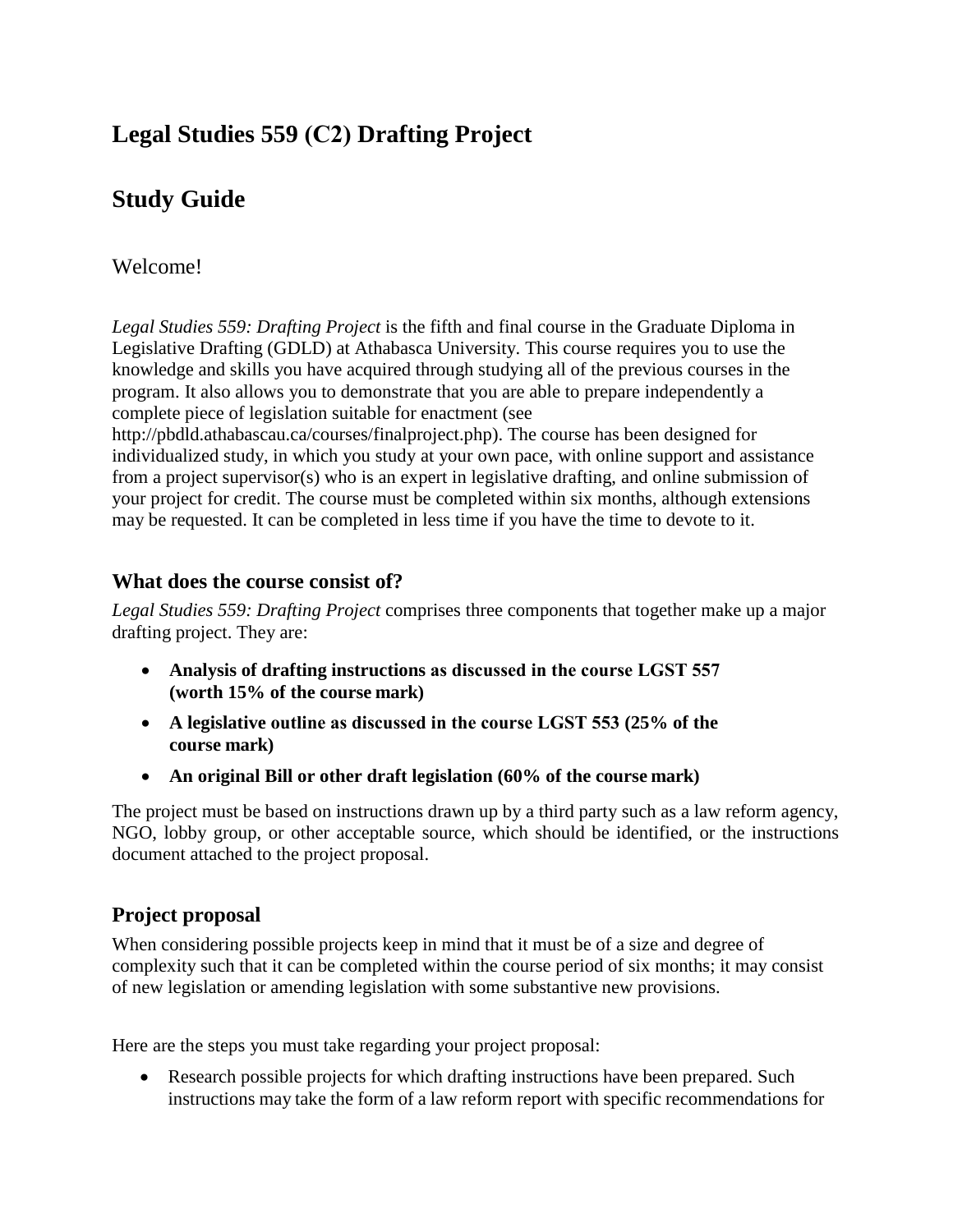# Legal Studies 559 (C2) Drafting Project

# Study Guide

Welcome!

*Legal Studies 559: Drafting Project* is the fifth and final course in the Graduate Diploma in Legislative Drafting (GDLD) at Athabasca University. This course requires you to use the knowledge and skills you have acquired through studying all of the previous courses in the program. It also allows you to demonstrate that you are able to prepare independently a complete piece of legislation suitable for enactment (see http://pbdld.athabascau.ca/courses/finalproject.php). The course has been designed for individualized study, in which you study at your own pace, with online support and assistance from a project supervisor(s) who is an expert in legislative drafting, and online submission of your project for credit. The course must be completed within six months, although extensions may be requested. It can be completed in less time if you have the time to devote to it.

## What does the course consist of?

*Legal Studies 559: Drafting Project* comprises three components that together make up a major drafting project. They are:

- **Analysis of drafting instructions as discussed in the course LGST 557 (worth 15% of the course mark)**
- **A legislative outline as discussed in the course LGST 553 (25% of the course mark)**
- **An original Bill or other draft legislation (60% of the course mark)**

The project must be based on instructions drawn up by a third party such as a law reform agency, NGO, lobby group, or other acceptable source, which should be identified, or the instructions document attached to the project proposal.

## Project proposal

When considering possible projects keep in mind that it must be of a size and degree of complexity such that it can be completed within the course period of six months; it may consist of new legislation or amending legislation with some substantive new provisions.

Here are the steps you must take regarding your project proposal:

- Research possible projects for which drafting instructions have been prepared. Such instructions may take the form of a law reform report with specific recommendations for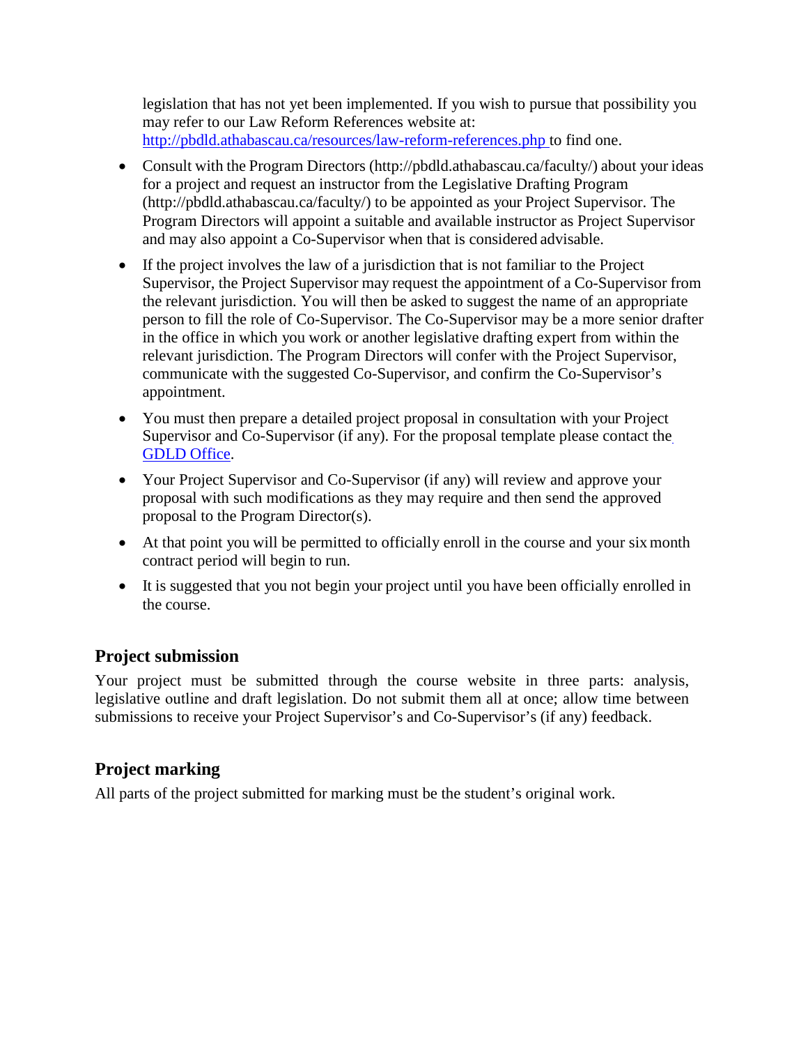legislation that has not yet been implemented. If you wish to pursue that possibility you may refer to our Law Reform References website at: [http://pbdld.athabascau.ca/resources/law-reform-references.php](http://pbdld.athabascau.ca/resources/law-reform-references.php) to find one.

- Consult with the Program Directors (http://pbdld.athabascau.ca/faculty/) about your ideas for a project and request an instructor from the Legislative Drafting Program (http://pbdld.athabascau.ca/faculty/) to be appointed as your Project Supervisor. The Program Directors will appoint a suitable and available instructor as Project Supervisor and may also appoint a Co-Supervisor when that is considered advisable.

- If the project involves the law of a jurisdiction that is not familiar to the Project Supervisor, the Project Supervisor may request the appointment of a Co-Supervisor from the relevant jurisdiction. You will then be asked to suggest the name of an appropriate person to fill the role of Co-Supervisor. The Co-Supervisor may be a more senior drafter in the office in which you work or another legislative drafting expert from within the relevant jurisdiction. The Program Directors will confer with the Project Supervisor, communicate with the suggested Co-Supervisor, and confirm the Co-Supervisor's appointment.

- You must then prepare a detailed project proposal in consultation with your Project Supervisor and Co-Supervisor (if any). For the proposal template please contact the GDLD Office.

- Your Project Supervisor and Co-Supervisor (if any) will review and approve your proposal with such modifications as they may require and then send the approved proposal to the Program Director(s).

- At that point you will be permitted to officially enroll in the course and your six month contract period will begin to run.

- It is suggested that you not begin your project until you have been officially enrolled in the course.

## Project submission

Your project must be submitted through the course website in three parts: analysis, legislative outline and draft legislation. Do not submit them all at once; allow time between submissions to receive your Project Supervisor's and Co-Supervisor's (if any) feedback.

## Project marking

All parts of the project submitted for marking must be the student's original work.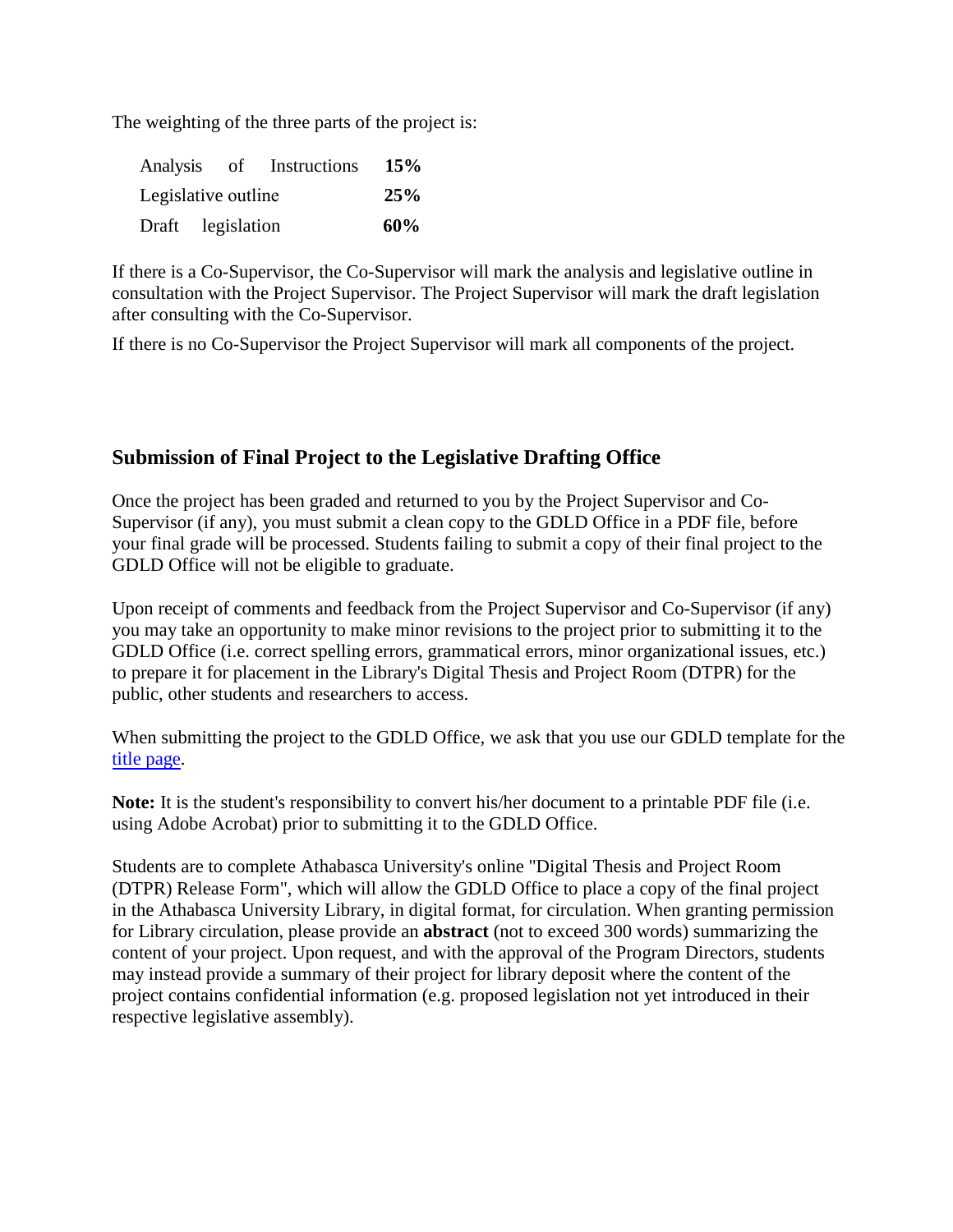The weighting of the three parts of the project is:

| | |
|---|---|
| Analysis of Instructions | **15%** |
| Legislative outline | **25%** |
| Draft legislation | **60%** |

If there is a Co-Supervisor, the Co-Supervisor will mark the analysis and legislative outline in consultation with the Project Supervisor. The Project Supervisor will mark the draft legislation after consulting with the Co-Supervisor.

If there is no Co-Supervisor the Project Supervisor will mark all components of the project.

## Submission of Final Project to the Legislative Drafting Office

Once the project has been graded and returned to you by the Project Supervisor and Co-Supervisor (if any), you must submit a clean copy to the GDLD Office in a PDF file, before your final grade will be processed. Students failing to submit a copy of their final project to the GDLD Office will not be eligible to graduate.

Upon receipt of comments and feedback from the Project Supervisor and Co-Supervisor (if any) you may take an opportunity to make minor revisions to the project prior to submitting it to the GDLD Office (i.e. correct spelling errors, grammatical errors, minor organizational issues, etc.) to prepare it for placement in the Library's Digital Thesis and Project Room (DTPR) for the public, other students and researchers to access.

When submitting the project to the GDLD Office, we ask that you use our GDLD template for the title page.

**Note:** It is the student's responsibility to convert his/her document to a printable PDF file (i.e. using Adobe Acrobat) prior to submitting it to the GDLD Office.

Students are to complete Athabasca University's online "Digital Thesis and Project Room (DTPR) Release Form", which will allow the GDLD Office to place a copy of the final project in the Athabasca University Library, in digital format, for circulation. When granting permission for Library circulation, please provide an **abstract** (not to exceed 300 words) summarizing the content of your project. Upon request, and with the approval of the Program Directors, students may instead provide a summary of their project for library deposit where the content of the project contains confidential information (e.g. proposed legislation not yet introduced in their respective legislative assembly).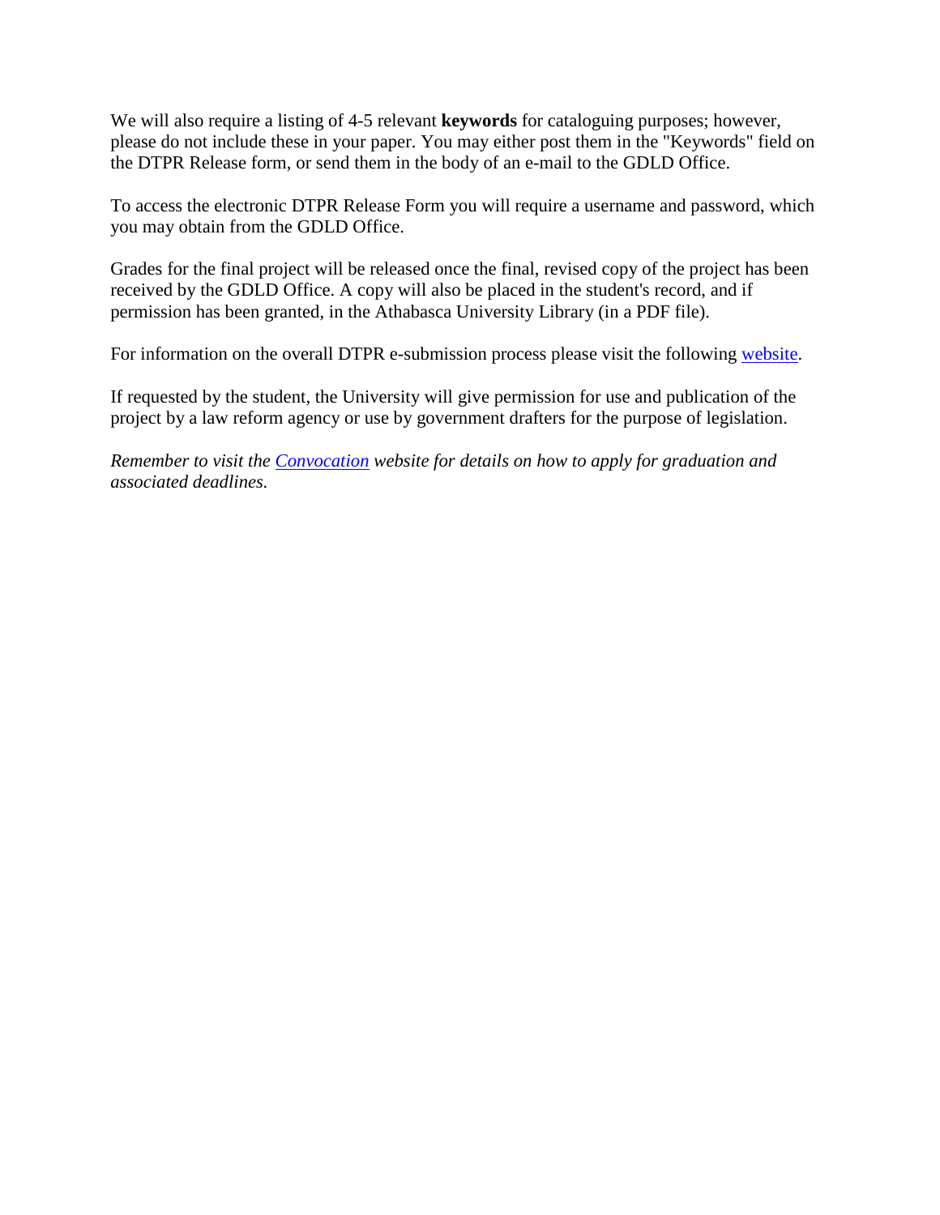We will also require a listing of 4-5 relevant **keywords** for cataloguing purposes; however, please do not include these in your paper. You may either post them in the "Keywords" field on the DTPR Release form, or send them in the body of an e-mail to the GDLD Office.

To access the electronic DTPR Release Form you will require a username and password, which you may obtain from the GDLD Office.

Grades for the final project will be released once the final, revised copy of the project has been received by the GDLD Office. A copy will also be placed in the student's record, and if permission has been granted, in the Athabasca University Library (in a PDF file).

For information on the overall DTPR e-submission process please visit the following website.

If requested by the student, the University will give permission for use and publication of the project by a law reform agency or use by government drafters for the purpose of legislation.

*Remember to visit the Convocation website for details on how to apply for graduation and associated deadlines.*